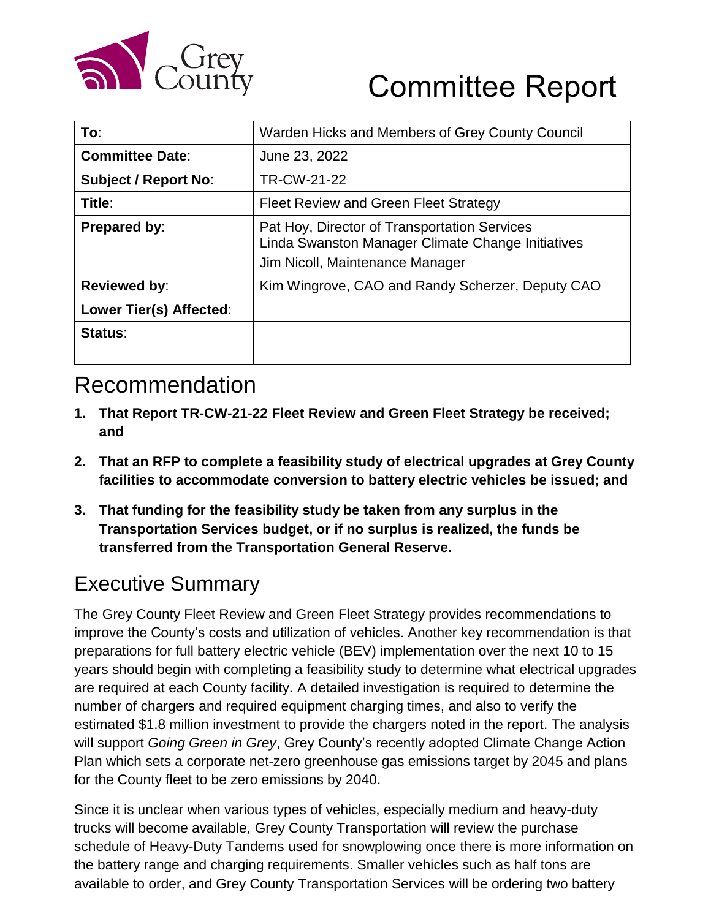# Committee Report

| **To**: | Warden Hicks and Members of Grey County Council |
|---|---|
| **Committee Date**: | June 23, 2022 |
| **Subject / Report No**: | TR-CW-21-22 |
| **Title**: | Fleet Review and Green Fleet Strategy |
| **Prepared by**: | Pat Hoy, Director of Transportation Services<br>Linda Swanston Manager Climate Change Initiatives<br>Jim Nicoll, Maintenance Manager |
| **Reviewed by**: | Kim Wingrove, CAO and Randy Scherzer, Deputy CAO |
| **Lower Tier(s) Affected**: | |
| **Status**: | |

## Recommendation

1. **That Report TR-CW-21-22 Fleet Review and Green Fleet Strategy be received; and**
2. **That an RFP to complete a feasibility study of electrical upgrades at Grey County facilities to accommodate conversion to battery electric vehicles be issued; and**
3. **That funding for the feasibility study be taken from any surplus in the Transportation Services budget, or if no surplus is realized, the funds be transferred from the Transportation General Reserve.**

## Executive Summary

The Grey County Fleet Review and Green Fleet Strategy provides recommendations to improve the County's costs and utilization of vehicles. Another key recommendation is that preparations for full battery electric vehicle (BEV) implementation over the next 10 to 15 years should begin with completing a feasibility study to determine what electrical upgrades are required at each County facility. A detailed investigation is required to determine the number of chargers and required equipment charging times, and also to verify the estimated $1.8 million investment to provide the chargers noted in the report. The analysis will support *Going Green in Grey*, Grey County's recently adopted Climate Change Action Plan which sets a corporate net-zero greenhouse gas emissions target by 2045 and plans for the County fleet to be zero emissions by 2040.

Since it is unclear when various types of vehicles, especially medium and heavy-duty trucks will become available, Grey County Transportation will review the purchase schedule of Heavy-Duty Tandems used for snowplowing once there is more information on the battery range and charging requirements. Smaller vehicles such as half tons are available to order, and Grey County Transportation Services will be ordering two battery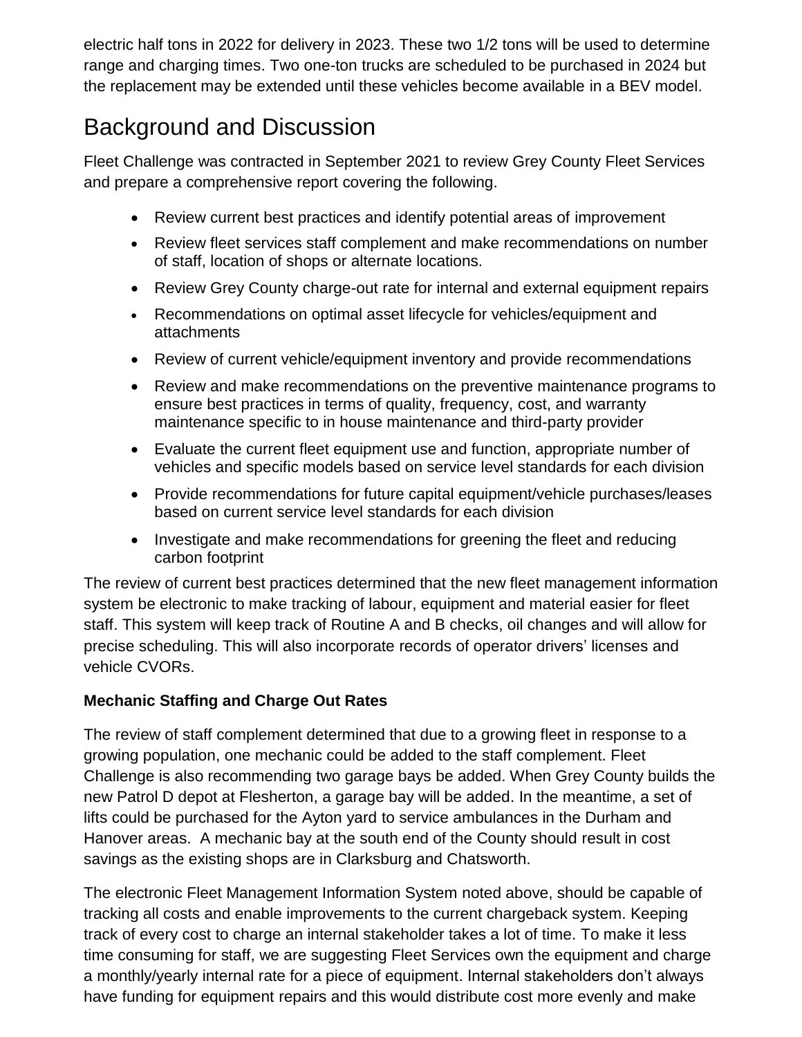electric half tons in 2022 for delivery in 2023. These two 1/2 tons will be used to determine range and charging times. Two one-ton trucks are scheduled to be purchased in 2024 but the replacement may be extended until these vehicles become available in a BEV model.

## Background and Discussion

Fleet Challenge was contracted in September 2021 to review Grey County Fleet Services and prepare a comprehensive report covering the following.

- Review current best practices and identify potential areas of improvement
- Review fleet services staff complement and make recommendations on number of staff, location of shops or alternate locations.
- Review Grey County charge-out rate for internal and external equipment repairs
- Recommendations on optimal asset lifecycle for vehicles/equipment and attachments
- Review of current vehicle/equipment inventory and provide recommendations
- Review and make recommendations on the preventive maintenance programs to ensure best practices in terms of quality, frequency, cost, and warranty maintenance specific to in house maintenance and third-party provider
- Evaluate the current fleet equipment use and function, appropriate number of vehicles and specific models based on service level standards for each division
- Provide recommendations for future capital equipment/vehicle purchases/leases based on current service level standards for each division
- Investigate and make recommendations for greening the fleet and reducing carbon footprint

The review of current best practices determined that the new fleet management information system be electronic to make tracking of labour, equipment and material easier for fleet staff. This system will keep track of Routine A and B checks, oil changes and will allow for precise scheduling. This will also incorporate records of operator drivers' licenses and vehicle CVORs.

**Mechanic Staffing and Charge Out Rates**

The review of staff complement determined that due to a growing fleet in response to a growing population, one mechanic could be added to the staff complement. Fleet Challenge is also recommending two garage bays be added. When Grey County builds the new Patrol D depot at Flesherton, a garage bay will be added. In the meantime, a set of lifts could be purchased for the Ayton yard to service ambulances in the Durham and Hanover areas. A mechanic bay at the south end of the County should result in cost savings as the existing shops are in Clarksburg and Chatsworth.

The electronic Fleet Management Information System noted above, should be capable of tracking all costs and enable improvements to the current chargeback system. Keeping track of every cost to charge an internal stakeholder takes a lot of time. To make it less time consuming for staff, we are suggesting Fleet Services own the equipment and charge a monthly/yearly internal rate for a piece of equipment. Internal stakeholders don't always have funding for equipment repairs and this would distribute cost more evenly and make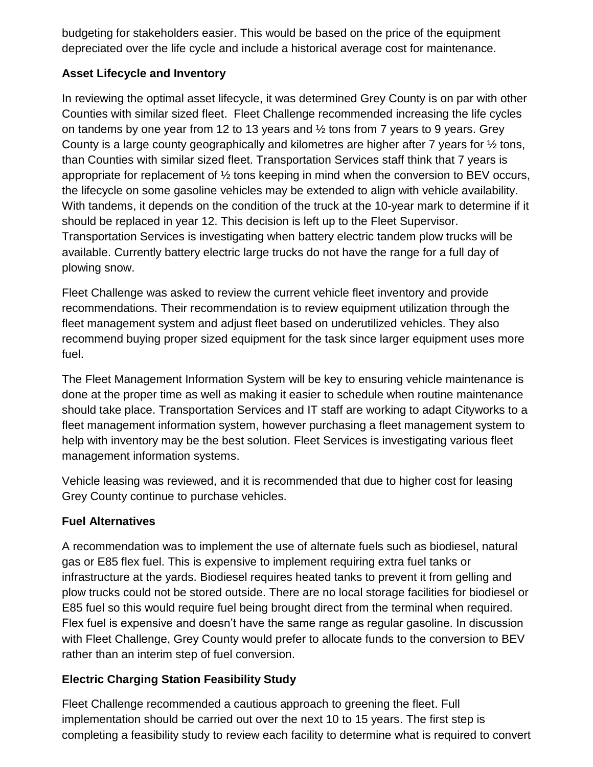budgeting for stakeholders easier. This would be based on the price of the equipment depreciated over the life cycle and include a historical average cost for maintenance.

**Asset Lifecycle and Inventory**

In reviewing the optimal asset lifecycle, it was determined Grey County is on par with other Counties with similar sized fleet. Fleet Challenge recommended increasing the life cycles on tandems by one year from 12 to 13 years and ½ tons from 7 years to 9 years. Grey County is a large county geographically and kilometres are higher after 7 years for ½ tons, than Counties with similar sized fleet. Transportation Services staff think that 7 years is appropriate for replacement of ½ tons keeping in mind when the conversion to BEV occurs, the lifecycle on some gasoline vehicles may be extended to align with vehicle availability. With tandems, it depends on the condition of the truck at the 10-year mark to determine if it should be replaced in year 12. This decision is left up to the Fleet Supervisor. Transportation Services is investigating when battery electric tandem plow trucks will be available. Currently battery electric large trucks do not have the range for a full day of plowing snow.

Fleet Challenge was asked to review the current vehicle fleet inventory and provide recommendations. Their recommendation is to review equipment utilization through the fleet management system and adjust fleet based on underutilized vehicles. They also recommend buying proper sized equipment for the task since larger equipment uses more fuel.

The Fleet Management Information System will be key to ensuring vehicle maintenance is done at the proper time as well as making it easier to schedule when routine maintenance should take place. Transportation Services and IT staff are working to adapt Cityworks to a fleet management information system, however purchasing a fleet management system to help with inventory may be the best solution. Fleet Services is investigating various fleet management information systems.

Vehicle leasing was reviewed, and it is recommended that due to higher cost for leasing Grey County continue to purchase vehicles.

**Fuel Alternatives**

A recommendation was to implement the use of alternate fuels such as biodiesel, natural gas or E85 flex fuel. This is expensive to implement requiring extra fuel tanks or infrastructure at the yards. Biodiesel requires heated tanks to prevent it from gelling and plow trucks could not be stored outside. There are no local storage facilities for biodiesel or E85 fuel so this would require fuel being brought direct from the terminal when required. Flex fuel is expensive and doesn't have the same range as regular gasoline. In discussion with Fleet Challenge, Grey County would prefer to allocate funds to the conversion to BEV rather than an interim step of fuel conversion.

**Electric Charging Station Feasibility Study**

Fleet Challenge recommended a cautious approach to greening the fleet. Full implementation should be carried out over the next 10 to 15 years. The first step is completing a feasibility study to review each facility to determine what is required to convert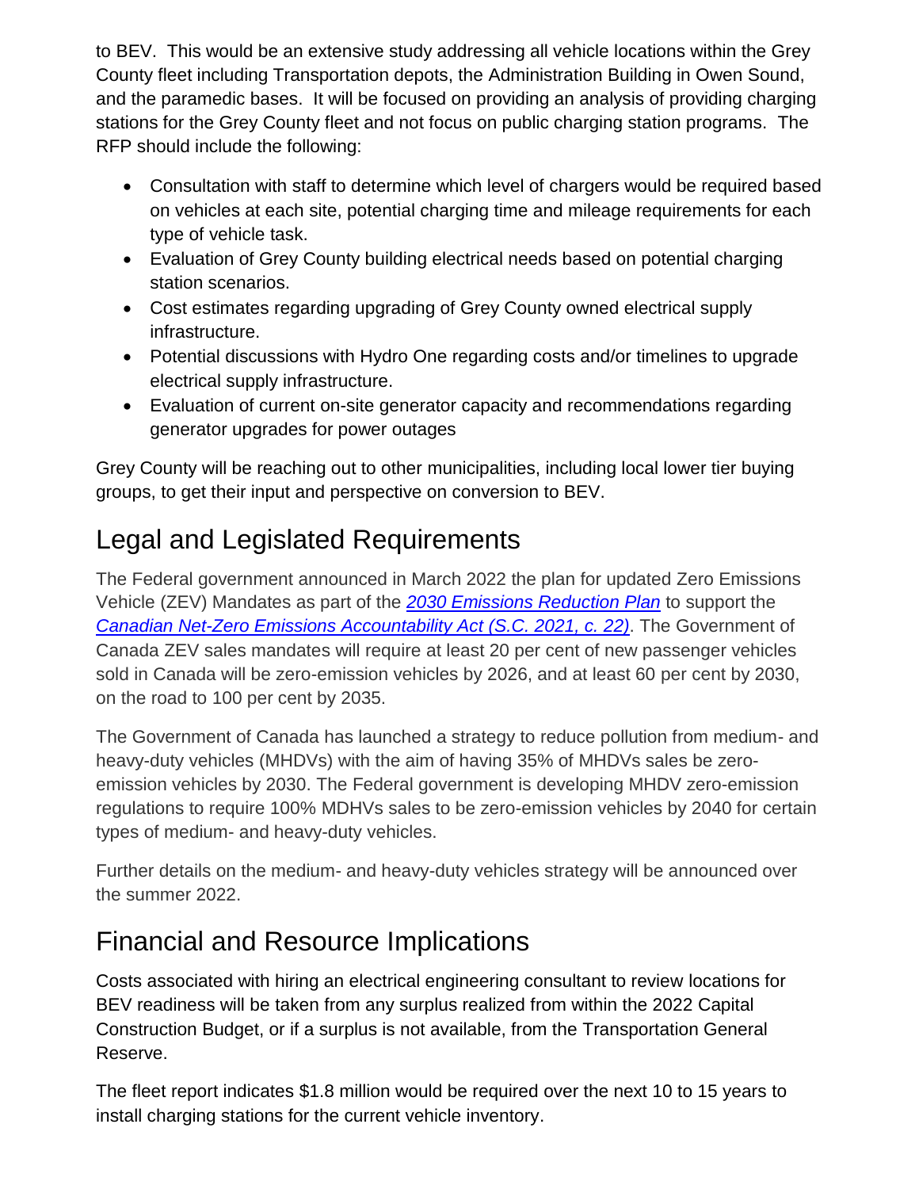to BEV. This would be an extensive study addressing all vehicle locations within the Grey County fleet including Transportation depots, the Administration Building in Owen Sound, and the paramedic bases. It will be focused on providing an analysis of providing charging stations for the Grey County fleet and not focus on public charging station programs. The RFP should include the following:

- Consultation with staff to determine which level of chargers would be required based on vehicles at each site, potential charging time and mileage requirements for each type of vehicle task.
- Evaluation of Grey County building electrical needs based on potential charging station scenarios.
- Cost estimates regarding upgrading of Grey County owned electrical supply infrastructure.
- Potential discussions with Hydro One regarding costs and/or timelines to upgrade electrical supply infrastructure.
- Evaluation of current on-site generator capacity and recommendations regarding generator upgrades for power outages

Grey County will be reaching out to other municipalities, including local lower tier buying groups, to get their input and perspective on conversion to BEV.

## Legal and Legislated Requirements

The Federal government announced in March 2022 the plan for updated Zero Emissions Vehicle (ZEV) Mandates as part of the *2030 Emissions Reduction Plan* to support the *Canadian Net-Zero Emissions Accountability Act (S.C. 2021, c. 22)*. The Government of Canada ZEV sales mandates will require at least 20 per cent of new passenger vehicles sold in Canada will be zero-emission vehicles by 2026, and at least 60 per cent by 2030, on the road to 100 per cent by 2035.

The Government of Canada has launched a strategy to reduce pollution from medium- and heavy-duty vehicles (MHDVs) with the aim of having 35% of MHDVs sales be zero-emission vehicles by 2030. The Federal government is developing MHDV zero-emission regulations to require 100% MDHVs sales to be zero-emission vehicles by 2040 for certain types of medium- and heavy-duty vehicles.

Further details on the medium- and heavy-duty vehicles strategy will be announced over the summer 2022.

## Financial and Resource Implications

Costs associated with hiring an electrical engineering consultant to review locations for BEV readiness will be taken from any surplus realized from within the 2022 Capital Construction Budget, or if a surplus is not available, from the Transportation General Reserve.

The fleet report indicates $1.8 million would be required over the next 10 to 15 years to install charging stations for the current vehicle inventory.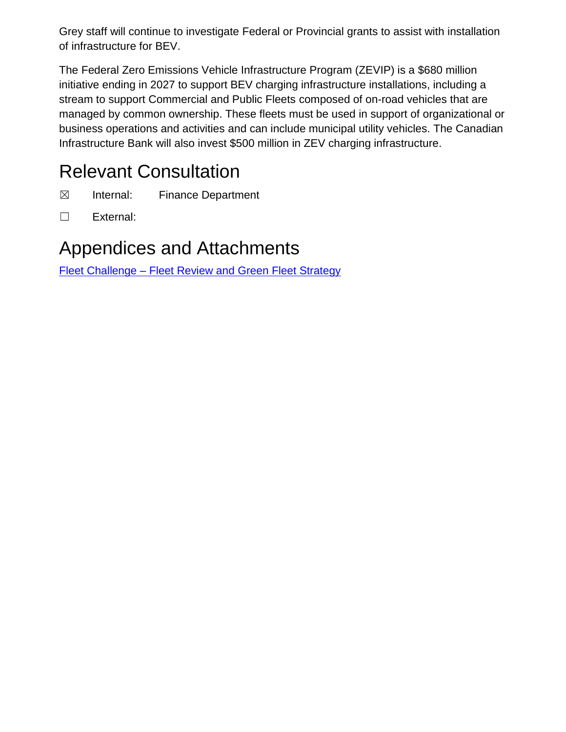Grey staff will continue to investigate Federal or Provincial grants to assist with installation of infrastructure for BEV.

The Federal Zero Emissions Vehicle Infrastructure Program (ZEVIP) is a $680 million initiative ending in 2027 to support BEV charging infrastructure installations, including a stream to support Commercial and Public Fleets composed of on-road vehicles that are managed by common ownership. These fleets must be used in support of organizational or business operations and activities and can include municipal utility vehicles. The Canadian Infrastructure Bank will also invest $500 million in ZEV charging infrastructure.

# Relevant Consultation

☒ Internal: Finance Department

☐ External:

# Appendices and Attachments

[Fleet Challenge – Fleet Review and Green Fleet Strategy]